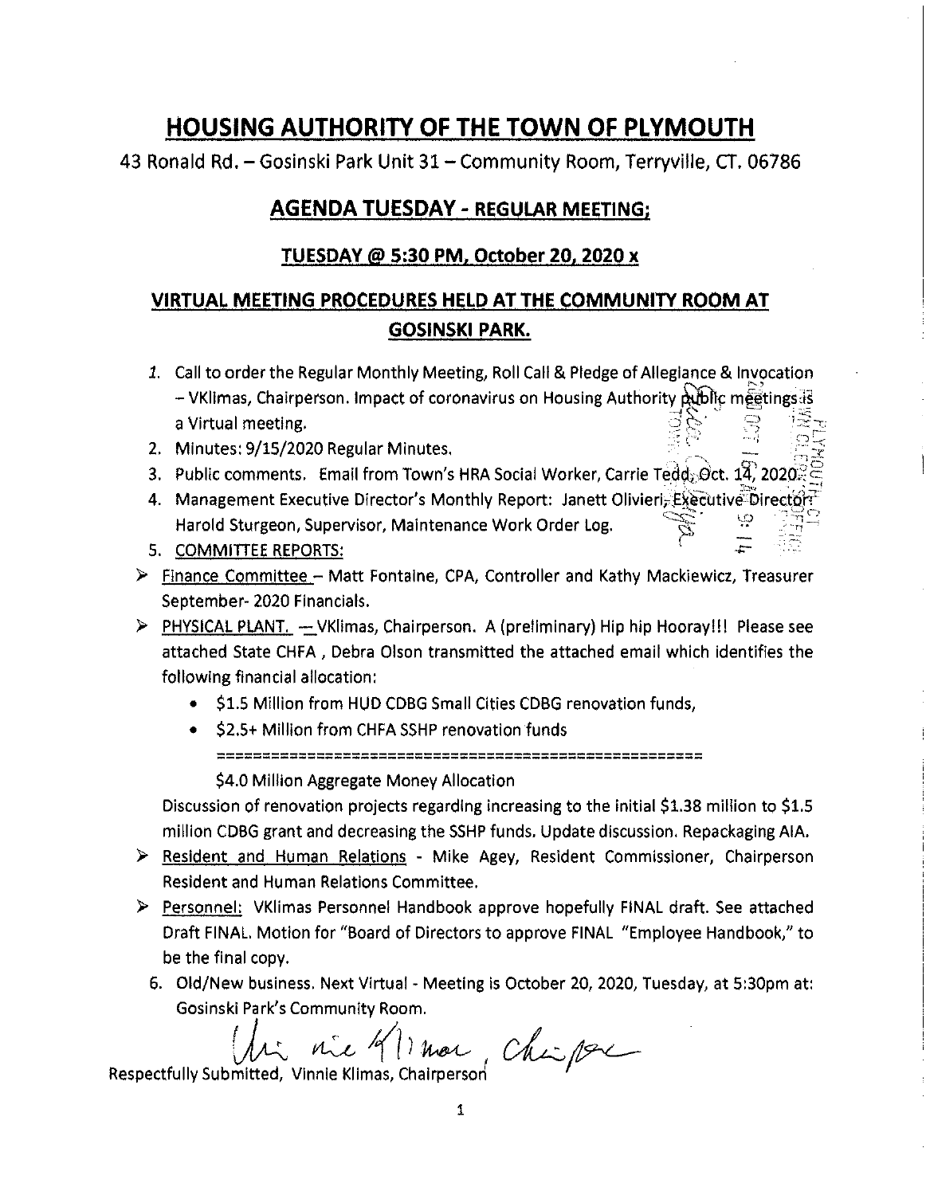# HOUSING AUTHORITY OF THE TOWN OF PLYMOUTH

43 Ronald Rd. – Gosinski Park Unit 31 – Community Room, Terryville, CT. 06786

## AGENDA TUESDAY - REGULAR MEETING;

### TUESDAY @ 5:30 PM, October 20, 2020 x

### VIRTUAL MEETING PROCEDURES HELD AT THE COMMUNITY ROOM AT GOSINSKI PARK.

1. Call to order the Regular Monthly Meeting, Roll Call & Pledge of Allegiance & Invocation – VKlimas, Chairperson. Impact of coronavirus on Housing Authority public meetings is a Virtual meeting.
2. Minutes: 9/15/2020 Regular Minutes.
3. Public comments. Email from Town's HRA Social Worker, Carrie Tedd, Oct. 14, 2020.
4. Management Executive Director's Monthly Report: Janett Olivieri, Executive Director; Harold Sturgeon, Supervisor, Maintenance Work Order Log.
5. COMMITTEE REPORTS:

- Finance Committee – Matt Fontaine, CPA, Controller and Kathy Mackiewicz, Treasurer September- 2020 Financials.
- PHYSICAL PLANT. — VKlimas, Chairperson. A (preliminary) Hip hip Hooray!!! Please see attached State CHFA , Debra Olson transmitted the attached email which identifies the following financial allocation:
  - $1.5 Million from HUD CDBG Small Cities CDBG renovation funds,
  - $2.5+ Million from CHFA SSHP renovation funds

  ======================================================

  $4.0 Million Aggregate Money Allocation

  Discussion of renovation projects regarding increasing to the initial $1.38 million to $1.5 million CDBG grant and decreasing the SSHP funds. Update discussion. Repackaging AIA.
- Resident and Human Relations - Mike Agey, Resident Commissioner, Chairperson Resident and Human Relations Committee.
- Personnel: VKlimas Personnel Handbook approve hopefully FINAL draft. See attached Draft FINAL. Motion for "Board of Directors to approve FINAL "Employee Handbook," to be the final copy.

6. Old/New business. Next Virtual - Meeting is October 20, 2020, Tuesday, at 5:30pm at: Gosinski Park's Community Room.

Respectfully Submitted, Vinnie Klimas, Chairperson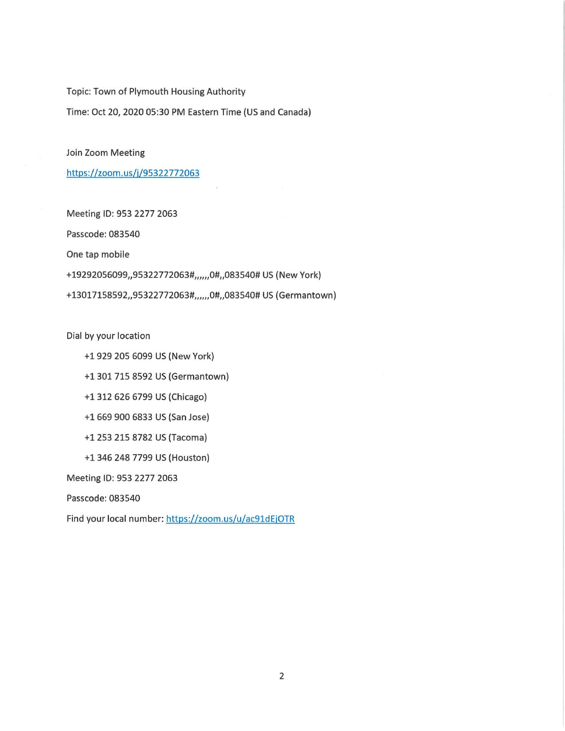Topic: Town of Plymouth Housing Authority

Time: Oct 20, 2020 05:30 PM Eastern Time (US and Canada)

Join Zoom Meeting

https://zoom.us/j/95322772063

Meeting ID: 953 2277 2063

Passcode: 083540

One tap mobile

+19292056099,,95322772063#,,,,,,0#,,083540# US (New York)

+13017158592,,95322772063#,,,,,,0#,,083540# US (Germantown)

Dial by your location

- +1 929 205 6099 US (New York)
- +1 301 715 8592 US (Germantown)
- +1 312 626 6799 US (Chicago)
- +1 669 900 6833 US (San Jose)
- +1 253 215 8782 US (Tacoma)
- +1 346 248 7799 US (Houston)

Meeting ID: 953 2277 2063

Passcode: 083540

Find your local number: https://zoom.us/u/ac91dEjOTR